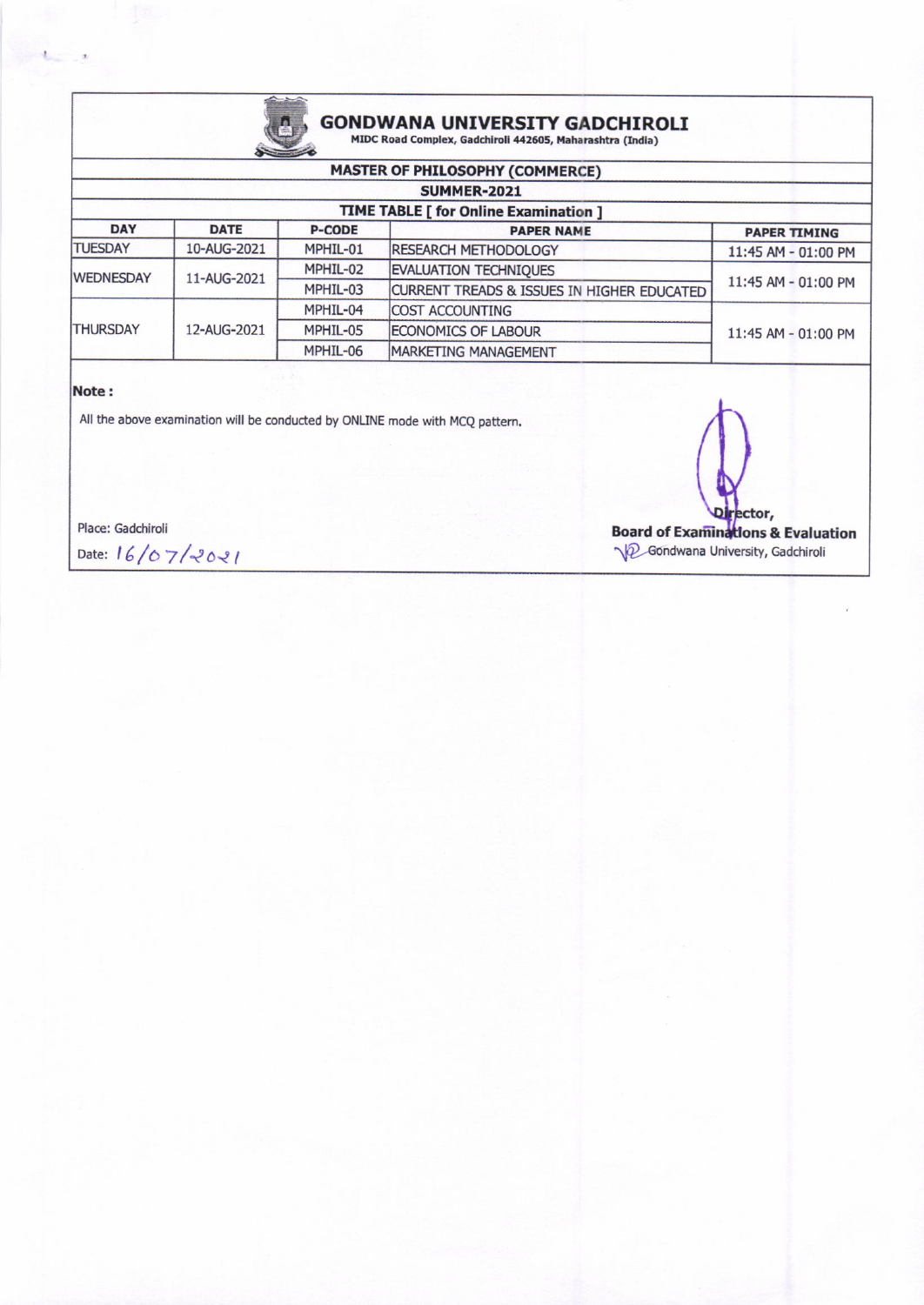# GONDWANA UNIVERSITY GADCHIROLI

MIDC Road Complex, Gadchiroli 442605, Maharashtra (India)

## MASTER OF PHILOSOPHY (COMMERCE)

### SUMMER-2021

### TIME TABLE [ for Online Examination ]

| DAY | DATE | P-CODE | PAPER NAME | PAPER TIMING |
|---|---|---|---|---|
| TUESDAY | 10-AUG-2021 | MPHIL-01 | RESEARCH METHODOLOGY | 11:45 AM - 01:00 PM |
| WEDNESDAY | 11-AUG-2021 | MPHIL-02 | EVALUATION TECHNIQUES | 11:45 AM - 01:00 PM |
| | | MPHIL-03 | CURRENT TREADS & ISSUES IN HIGHER EDUCATED | |
| THURSDAY | 12-AUG-2021 | MPHIL-04 | COST ACCOUNTING | 11:45 AM - 01:00 PM |
| | | MPHIL-05 | ECONOMICS OF LABOUR | |
| | | MPHIL-06 | MARKETING MANAGEMENT | |

**Note :**

All the above examination will be conducted by ONLINE mode with MCQ pattern.

Place: Gadchiroli

Date: 16/07/2021

Director,
**Board of Examinations & Evaluation**
Gondwana University, Gadchiroli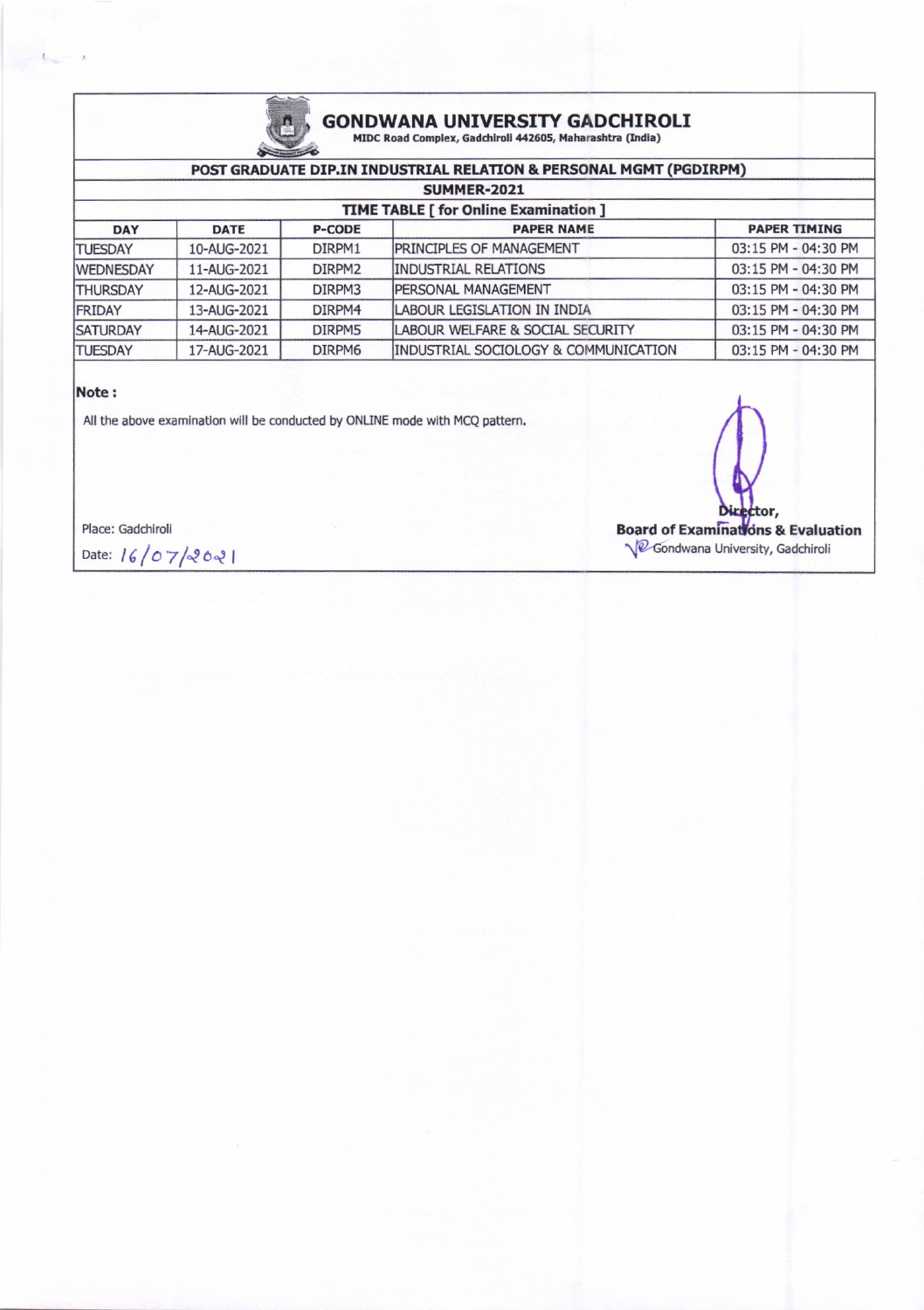# GONDWANA UNIVERSITY GADCHIROLI

MIDC Road Complex, Gadchiroli 442605, Maharashtra (India)

## POST GRADUATE DIP.IN INDUSTRIAL RELATION & PERSONAL MGMT (PGDIRPM)

### SUMMER-2021

### TIME TABLE [ for Online Examination ]

| DAY | DATE | P-CODE | PAPER NAME | PAPER TIMING |
|---|---|---|---|---|
| TUESDAY | 10-AUG-2021 | DIRPM1 | PRINCIPLES OF MANAGEMENT | 03:15 PM - 04:30 PM |
| WEDNESDAY | 11-AUG-2021 | DIRPM2 | INDUSTRIAL RELATIONS | 03:15 PM - 04:30 PM |
| THURSDAY | 12-AUG-2021 | DIRPM3 | PERSONAL MANAGEMENT | 03:15 PM - 04:30 PM |
| FRIDAY | 13-AUG-2021 | DIRPM4 | LABOUR LEGISLATION IN INDIA | 03:15 PM - 04:30 PM |
| SATURDAY | 14-AUG-2021 | DIRPM5 | LABOUR WELFARE & SOCIAL SECURITY | 03:15 PM - 04:30 PM |
| TUESDAY | 17-AUG-2021 | DIRPM6 | INDUSTRIAL SOCIOLOGY & COMMUNICATION | 03:15 PM - 04:30 PM |

**Note :**

All the above examination will be conducted by ONLINE mode with MCQ pattern.

Place: Gadchiroli

Date: 16/07/2021

**Director,**
**Board of Examinations & Evaluation**
Gondwana University, Gadchiroli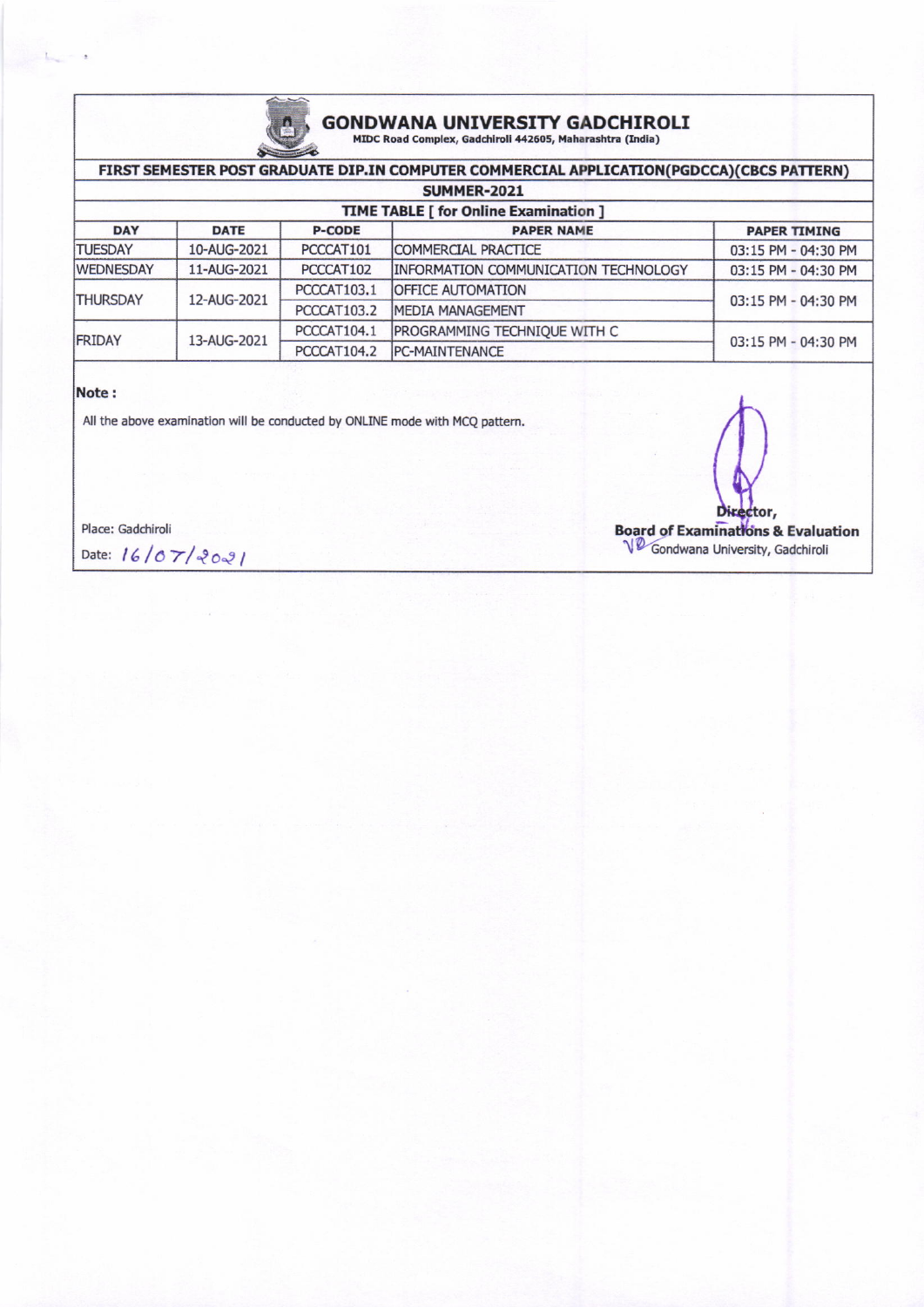# GONDWANA UNIVERSITY GADCHIROLI

MIDC Road Complex, Gadchiroli 442605, Maharashtra (India)

## FIRST SEMESTER POST GRADUATE DIP.IN COMPUTER COMMERCIAL APPLICATION(PGDCCA)(CBCS PATTERN)

### SUMMER-2021

### TIME TABLE [ for Online Examination ]

| DAY | DATE | P-CODE | PAPER NAME | PAPER TIMING |
|---|---|---|---|---|
| TUESDAY | 10-AUG-2021 | PCCCAT101 | COMMERCIAL PRACTICE | 03:15 PM - 04:30 PM |
| WEDNESDAY | 11-AUG-2021 | PCCCAT102 | INFORMATION COMMUNICATION TECHNOLOGY | 03:15 PM - 04:30 PM |
| THURSDAY | 12-AUG-2021 | PCCCAT103.1 | OFFICE AUTOMATION | 03:15 PM - 04:30 PM |
| | | PCCCAT103.2 | MEDIA MANAGEMENT | |
| FRIDAY | 13-AUG-2021 | PCCCAT104.1 | PROGRAMMING TECHNIQUE WITH C | 03:15 PM - 04:30 PM |
| | | PCCCAT104.2 | PC-MAINTENANCE | |

**Note :**

All the above examination will be conducted by ONLINE mode with MCQ pattern.

Place: Gadchiroli

Date: 16/07/2021

**Director,**
**Board of Examinations & Evaluation**
Gondwana University, Gadchiroli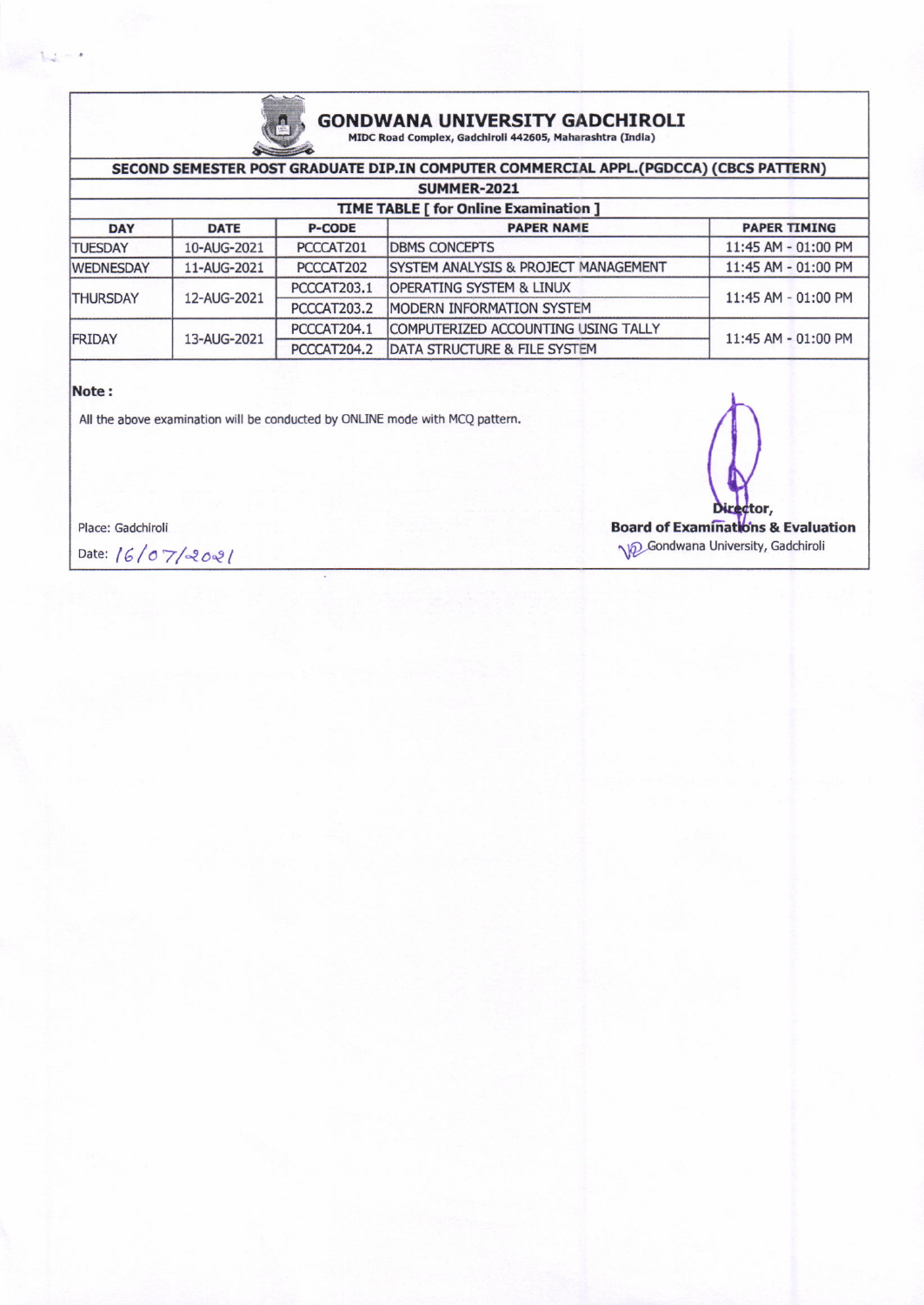# GONDWANA UNIVERSITY GADCHIROLI

MIDC Road Complex, Gadchiroli 442605, Maharashtra (India)

## SECOND SEMESTER POST GRADUATE DIP.IN COMPUTER COMMERCIAL APPL.(PGDCCA) (CBCS PATTERN)

### SUMMER-2021

### TIME TABLE [ for Online Examination ]

| DAY | DATE | P-CODE | PAPER NAME | PAPER TIMING |
|---|---|---|---|---|
| TUESDAY | 10-AUG-2021 | PCCCAT201 | DBMS CONCEPTS | 11:45 AM - 01:00 PM |
| WEDNESDAY | 11-AUG-2021 | PCCCAT202 | SYSTEM ANALYSIS & PROJECT MANAGEMENT | 11:45 AM - 01:00 PM |
| THURSDAY | 12-AUG-2021 | PCCCAT203.1 | OPERATING SYSTEM & LINUX | 11:45 AM - 01:00 PM |
| | | PCCCAT203.2 | MODERN INFORMATION SYSTEM | |
| FRIDAY | 13-AUG-2021 | PCCCAT204.1 | COMPUTERIZED ACCOUNTING USING TALLY | 11:45 AM - 01:00 PM |
| | | PCCCAT204.2 | DATA STRUCTURE & FILE SYSTEM | |

**Note :**

All the above examination will be conducted by ONLINE mode with MCQ pattern.

Place: Gadchiroli

Date: 16/07/2021

**Director,**
**Board of Examinations & Evaluation**
Gondwana University, Gadchiroli